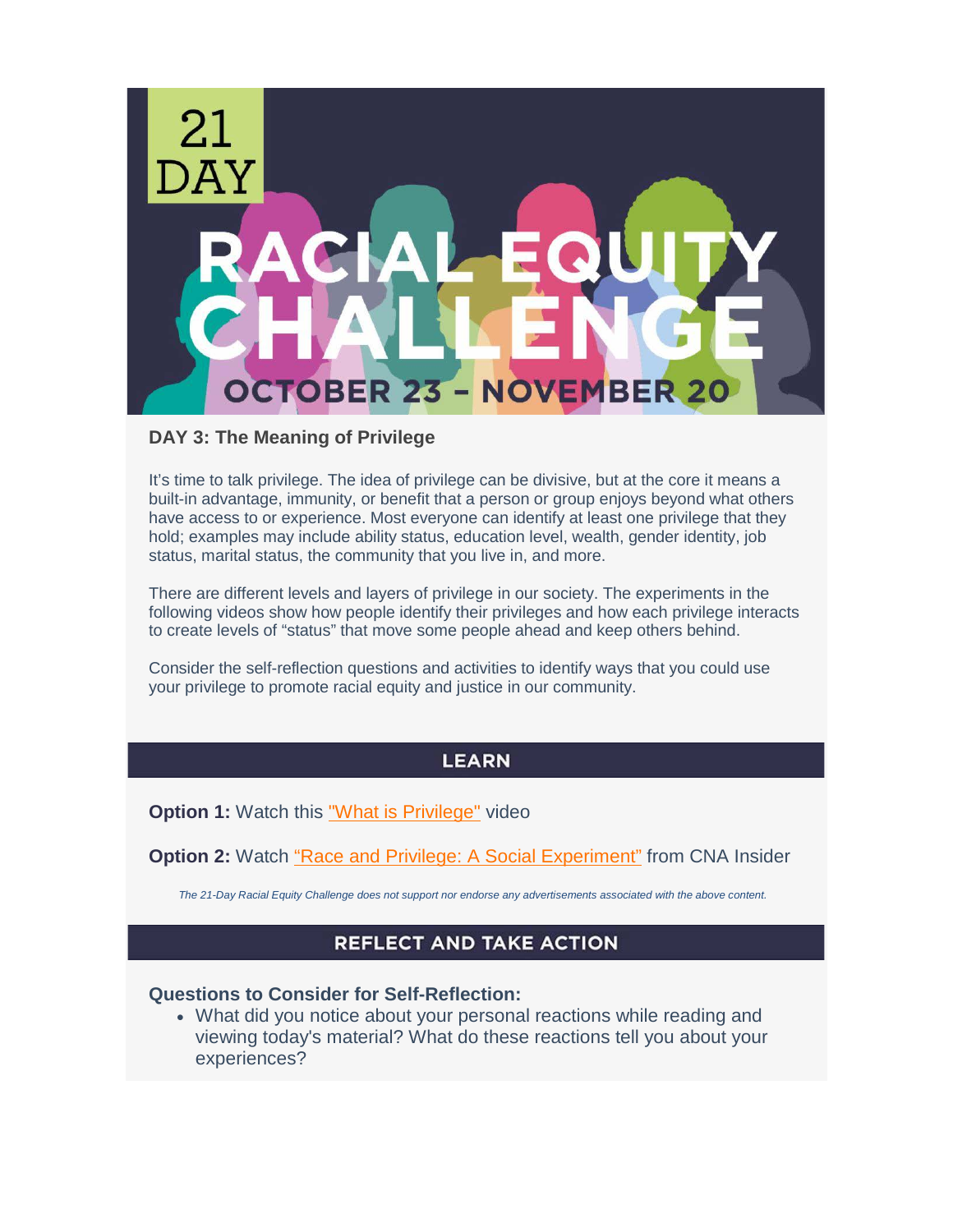# 21 DAY RACIAL EQUITY CHALLENGE

OCTOBER 23 – NOVEMBER 20

**DAY 3: The Meaning of Privilege**

It's time to talk privilege. The idea of privilege can be divisive, but at the core it means a built-in advantage, immunity, or benefit that a person or group enjoys beyond what others have access to or experience. Most everyone can identify at least one privilege that they hold; examples may include ability status, education level, wealth, gender identity, job status, marital status, the community that you live in, and more.

There are different levels and layers of privilege in our society. The experiments in the following videos show how people identify their privileges and how each privilege interacts to create levels of "status" that move some people ahead and keep others behind.

Consider the self-reflection questions and activities to identify ways that you could use your privilege to promote racial equity and justice in our community.

## LEARN

**Option 1:** Watch this "What is Privilege" video

**Option 2:** Watch "Race and Privilege: A Social Experiment" from CNA Insider

*The 21-Day Racial Equity Challenge does not support nor endorse any advertisements associated with the above content.*

## REFLECT AND TAKE ACTION

**Questions to Consider for Self-Reflection:**

- What did you notice about your personal reactions while reading and viewing today's material? What do these reactions tell you about your experiences?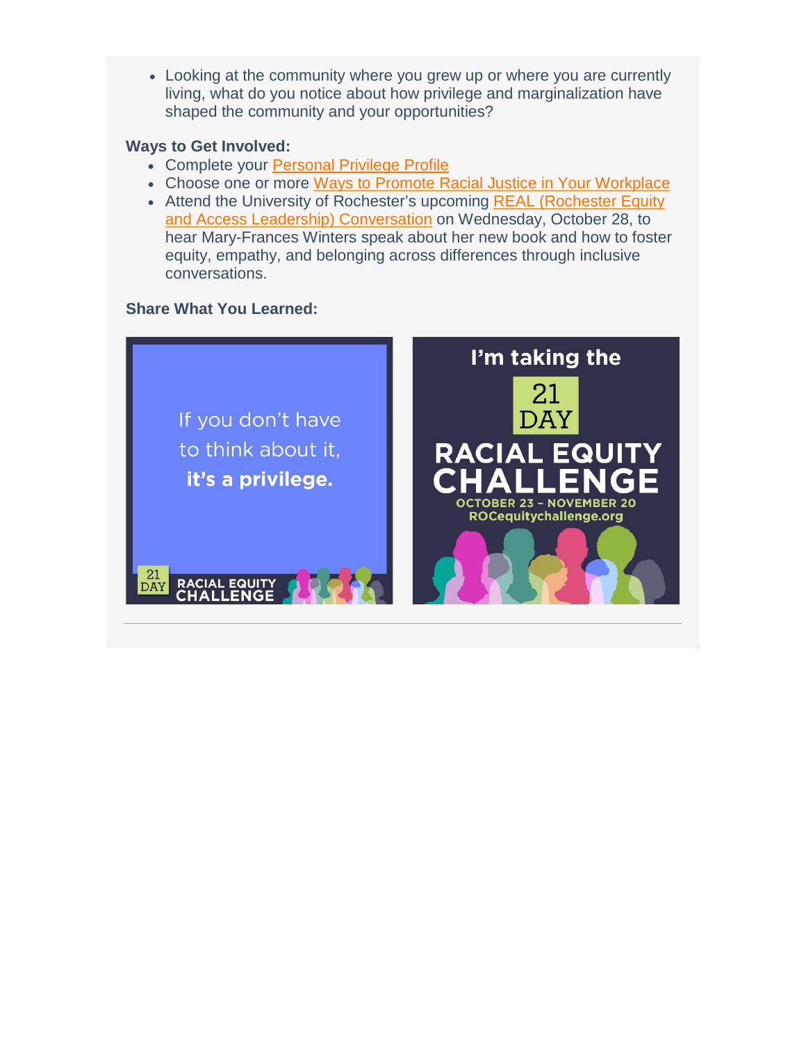- Looking at the community where you grew up or where you are currently living, what do you notice about how privilege and marginalization have shaped the community and your opportunities?

**Ways to Get Involved:**

- Complete your Personal Privilege Profile
- Choose one or more Ways to Promote Racial Justice in Your Workplace
- Attend the University of Rochester's upcoming REAL (Rochester Equity and Access Leadership) Conversation on Wednesday, October 28, to hear Mary-Frances Winters speak about her new book and how to foster equity, empathy, and belonging across differences through inclusive conversations.

**Share What You Learned:**

If you don't have to think about it, **it's a privilege.**

21 DAY RACIAL EQUITY CHALLENGE

I'm taking the 21 DAY RACIAL EQUITY CHALLENGE

OCTOBER 23 – NOVEMBER 20

ROCequitychallenge.org